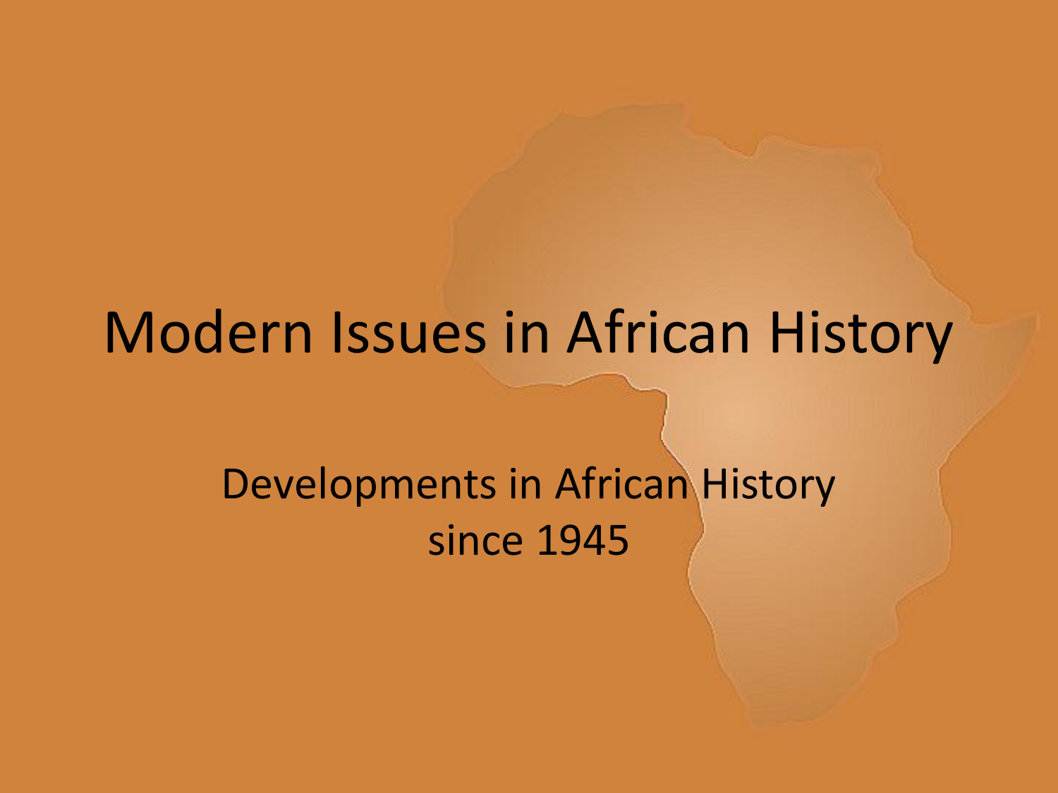# Modern Issues in African History

## Developments in African History since 1945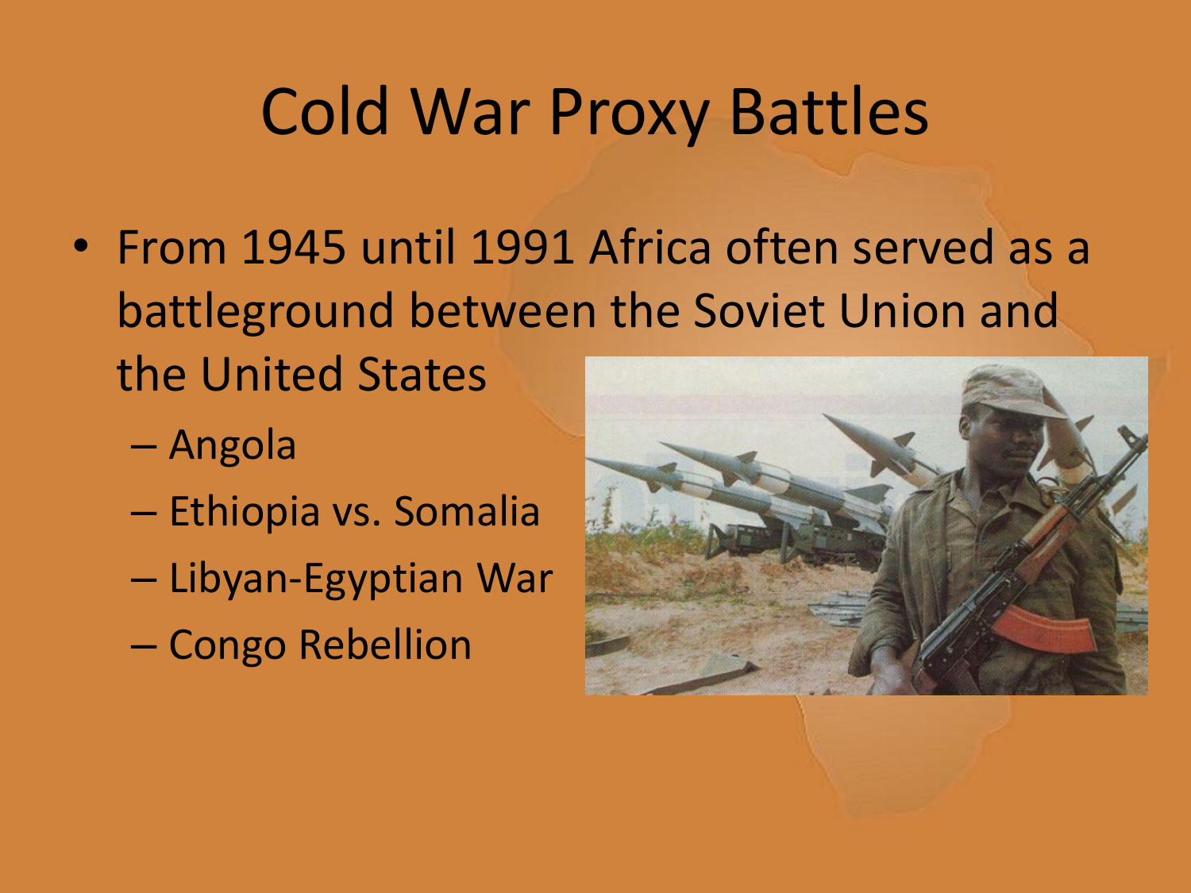# Cold War Proxy Battles

- From 1945 until 1991 Africa often served as a battleground between the Soviet Union and the United States
  - Angola
  - Ethiopia vs. Somalia
  - Libyan-Egyptian War
  - Congo Rebellion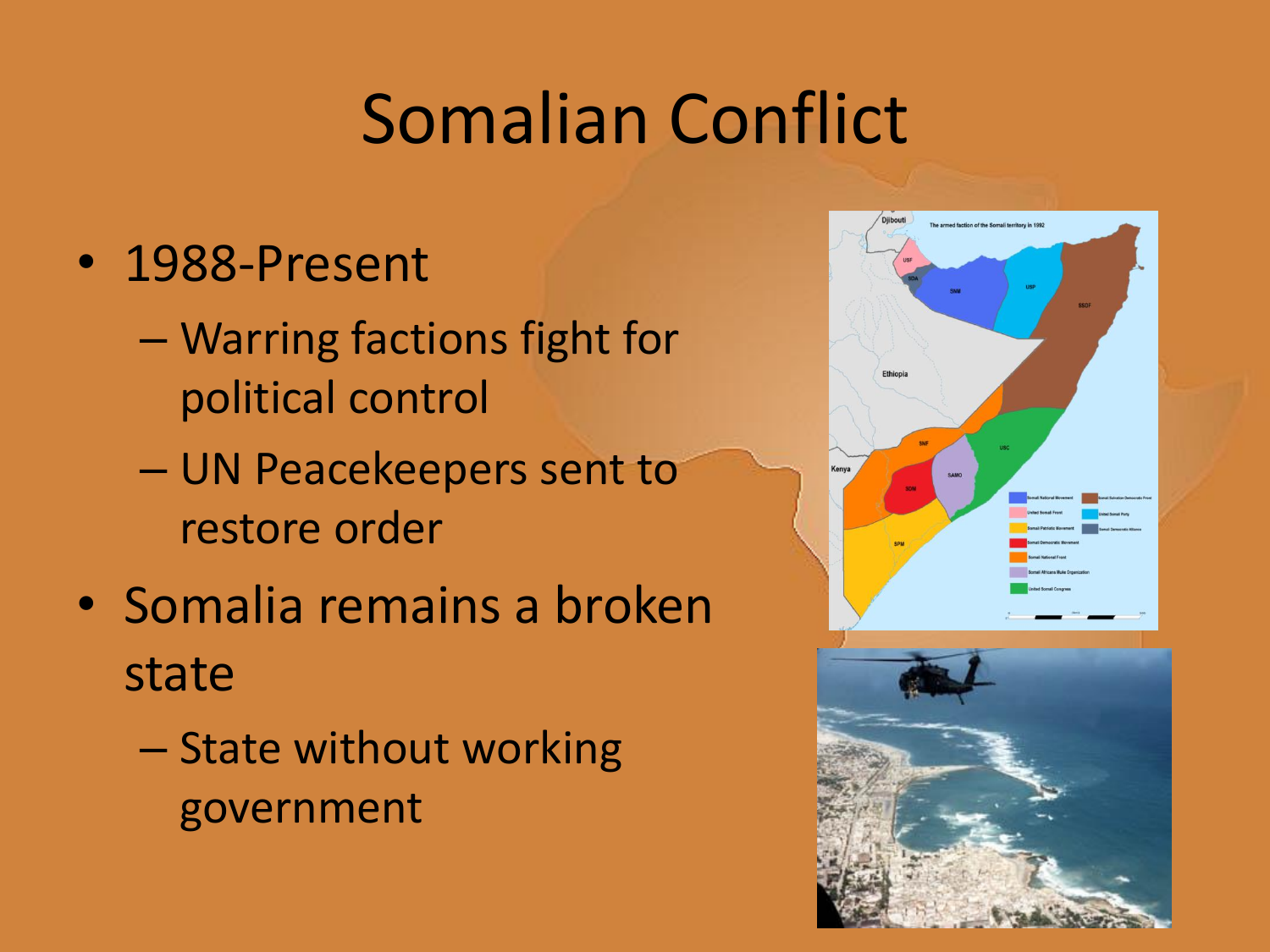# Somalian Conflict

- 1988-Present
  - Warring factions fight for political control
  - UN Peacekeepers sent to restore order
- Somalia remains a broken state
  - State without working government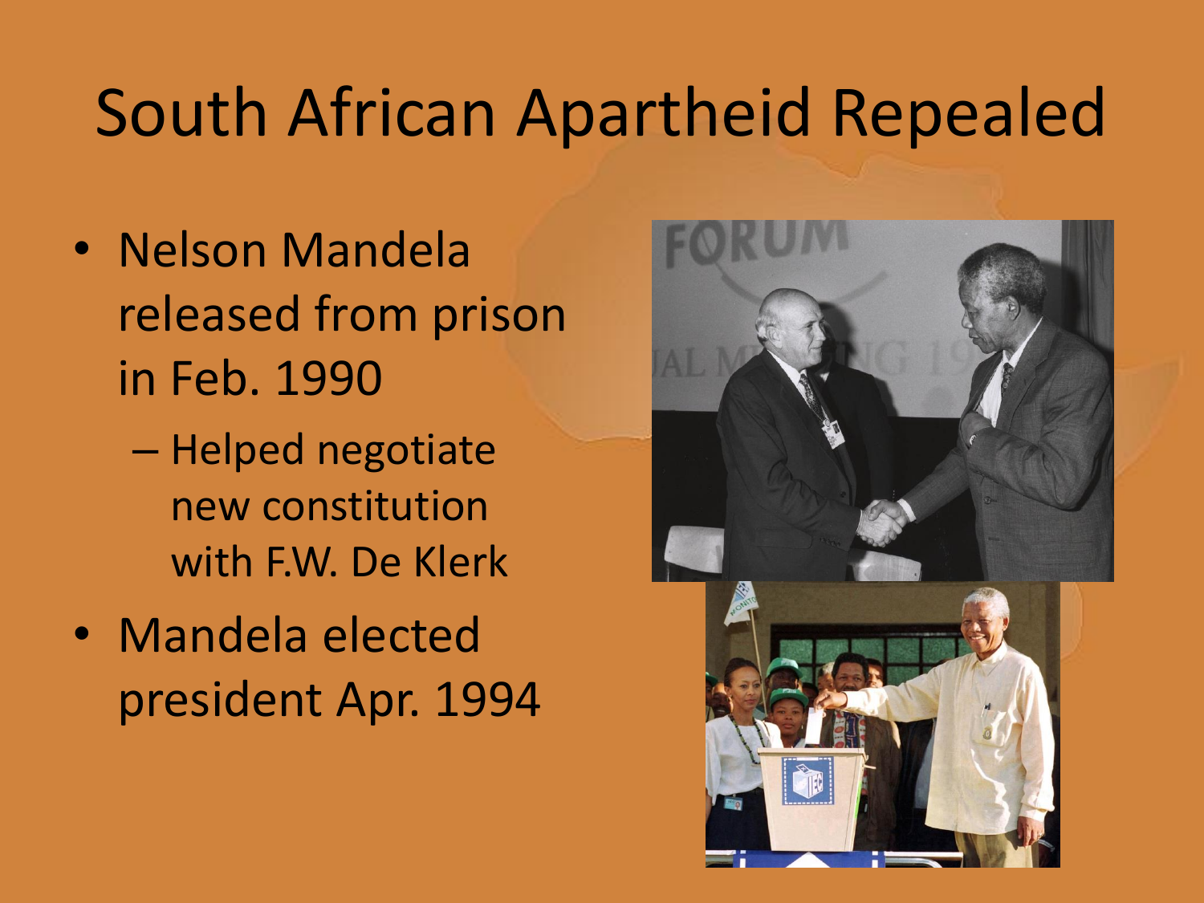# South African Apartheid Repealed

- Nelson Mandela released from prison in Feb. 1990
  - Helped negotiate new constitution with F.W. De Klerk
- Mandela elected president Apr. 1994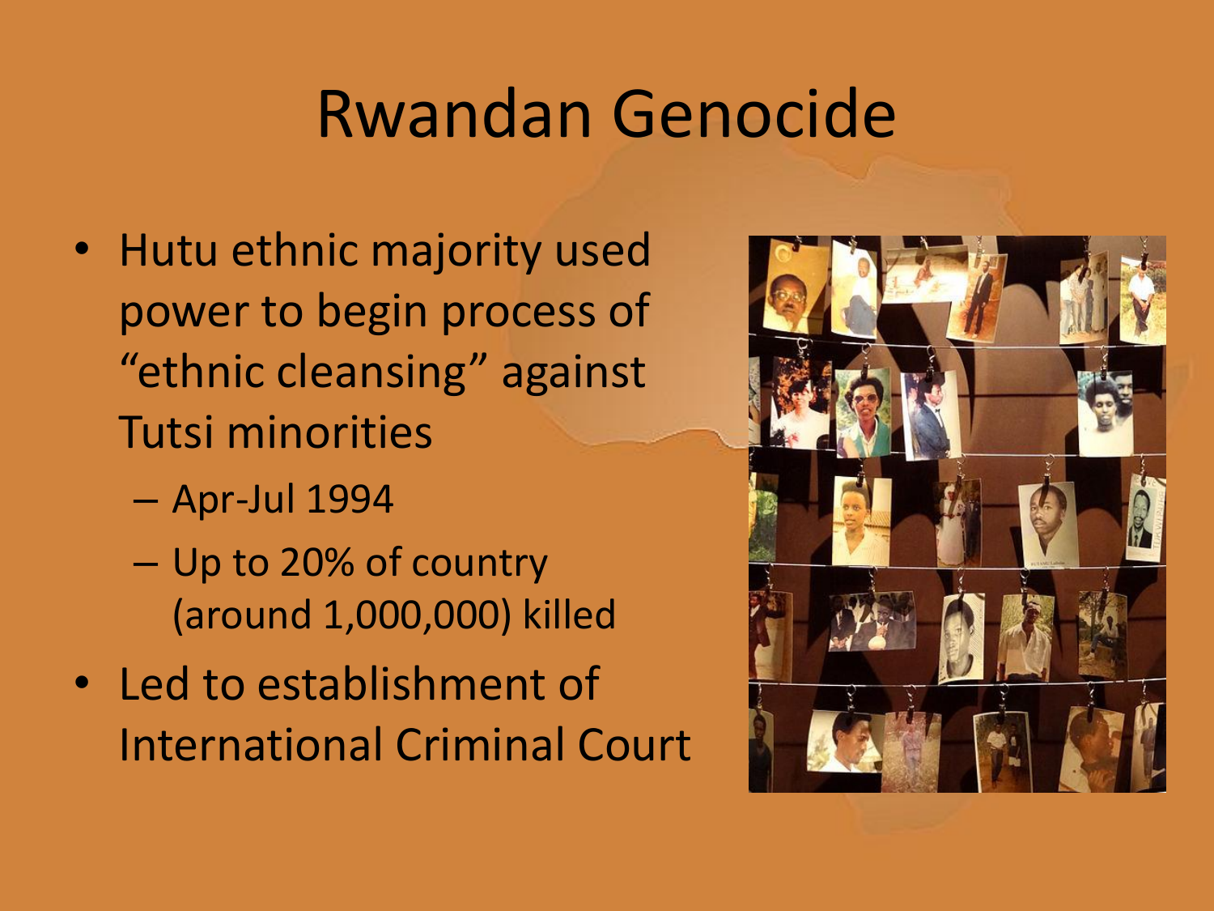# Rwandan Genocide

- Hutu ethnic majority used power to begin process of "ethnic cleansing" against Tutsi minorities
  - Apr-Jul 1994
  - Up to 20% of country (around 1,000,000) killed
- Led to establishment of International Criminal Court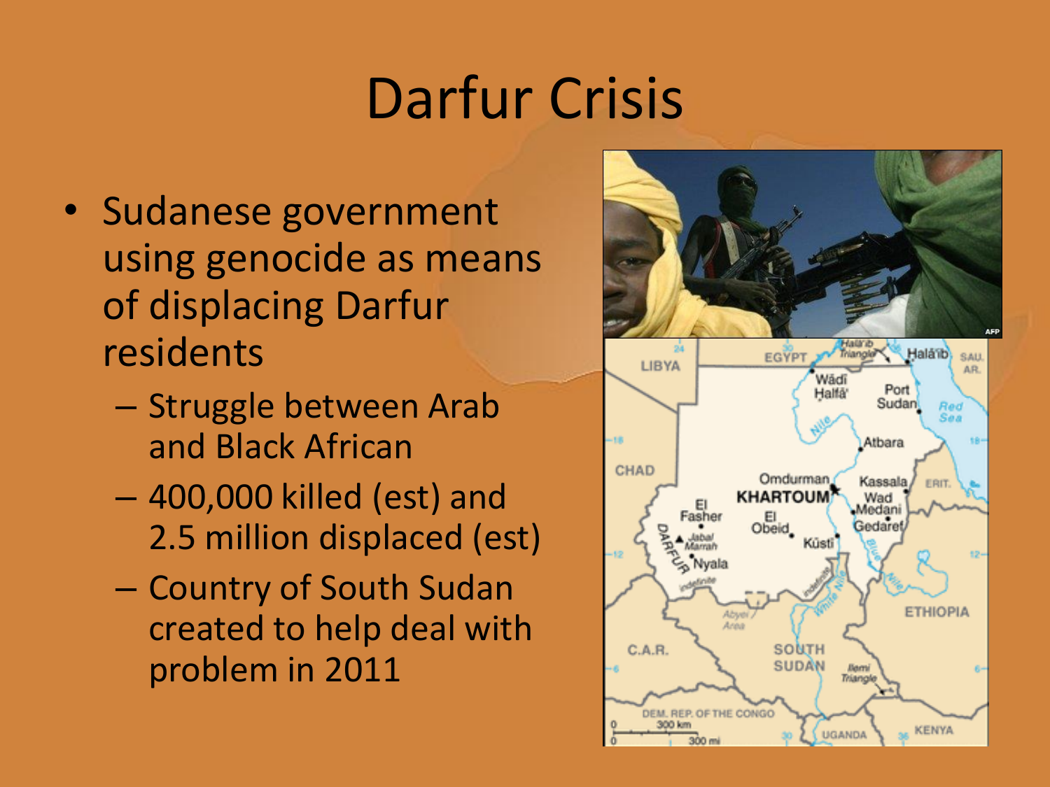# Darfur Crisis

- Sudanese government using genocide as means of displacing Darfur residents
  - Struggle between Arab and Black African
  - 400,000 killed (est) and 2.5 million displaced (est)
  - Country of South Sudan created to help deal with problem in 2011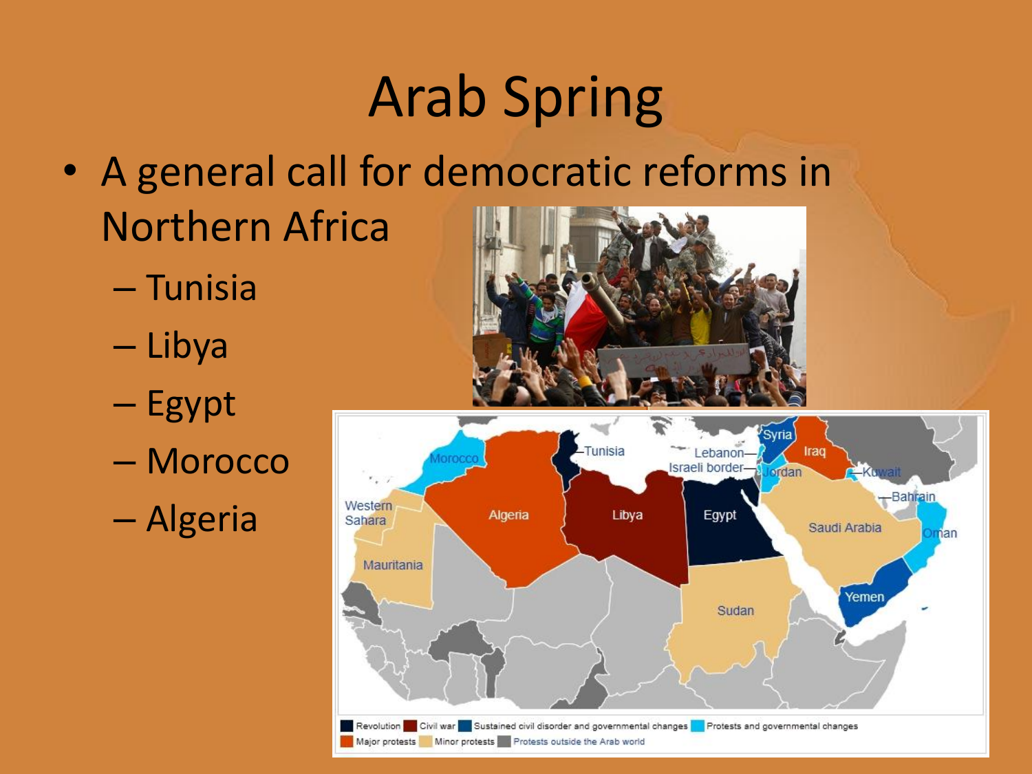# Arab Spring

- A general call for democratic reforms in Northern Africa
  - Tunisia
  - Libya
  - Egypt
  - Morocco
  - Algeria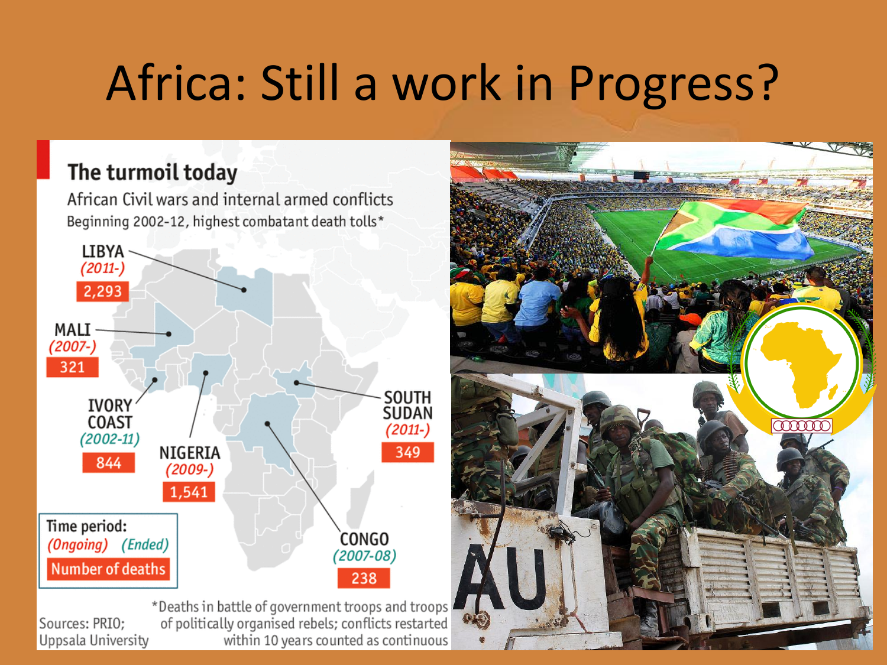# Africa: Still a work in Progress?

**The turmoil today**

African Civil wars and internal armed conflicts

Beginning 2002-12, highest combatant death tolls*

LIBYA
(2011-)
2,293

MALI
(2007-)
321

IVORY COAST
(2002-11)
844

NIGERIA
(2009-)
1,541

SOUTH SUDAN
(2011-)
349

CONGO
(2007-08)
238

Time period:
(Ongoing) (Ended)
Number of deaths

Sources: PRIO; Uppsala University

*Deaths in battle of government troops and troops of politically organised rebels; conflicts restarted within 10 years counted as continuous